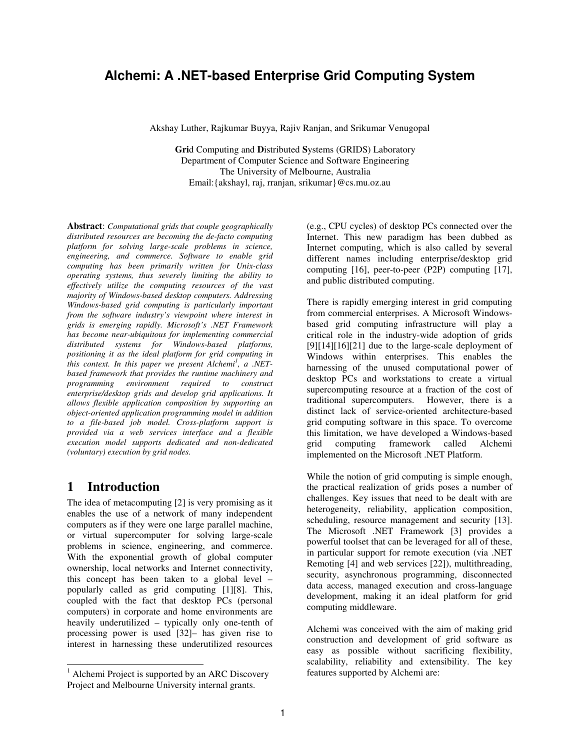# Alchemi: A .NET-based Enterprise Grid Computing System

Akshay Luther, Rajkumar Buyya, Rajiv Ranjan, and Srikumar Venugopal

**Gri**d Computing and **D**istributed **S**ystems (GRIDS) Laboratory
Department of Computer Science and Software Engineering
The University of Melbourne, Australia
Email:{akshayl, raj, rranjan, srikumar}@cs.mu.oz.au

**Abstract**: *Computational grids that couple geographically distributed resources are becoming the de-facto computing platform for solving large-scale problems in science, engineering, and commerce. Software to enable grid computing has been primarily written for Unix-class operating systems, thus severely limiting the ability to effectively utilize the computing resources of the vast majority of Windows-based desktop computers. Addressing Windows-based grid computing is particularly important from the software industry's viewpoint where interest in grids is emerging rapidly. Microsoft's .NET Framework has become near-ubiquitous for implementing commercial distributed systems for Windows-based platforms, positioning it as the ideal platform for grid computing in this context. In this paper we present Alchemi[1], a .NET-based framework that provides the runtime machinery and programming environment required to construct enterprise/desktop grids and develop grid applications. It allows flexible application composition by supporting an object-oriented application programming model in addition to a file-based job model. Cross-platform support is provided via a web services interface and a flexible execution model supports dedicated and non-dedicated (voluntary) execution by grid nodes.*

## 1 Introduction

The idea of metacomputing [2] is very promising as it enables the use of a network of many independent computers as if they were one large parallel machine, or virtual supercomputer for solving large-scale problems in science, engineering, and commerce. With the exponential growth of global computer ownership, local networks and Internet connectivity, this concept has been taken to a global level – popularly called as grid computing [1][8]. This, coupled with the fact that desktop PCs (personal computers) in corporate and home environments are heavily underutilized – typically only one-tenth of processing power is used [32]– has given rise to interest in harnessing these underutilized resources (e.g., CPU cycles) of desktop PCs connected over the Internet. This new paradigm has been dubbed as Internet computing, which is also called by several different names including enterprise/desktop grid computing [16], peer-to-peer (P2P) computing [17], and public distributed computing.

There is rapidly emerging interest in grid computing from commercial enterprises. A Microsoft Windows-based grid computing infrastructure will play a critical role in the industry-wide adoption of grids [9][14][16][21] due to the large-scale deployment of Windows within enterprises. This enables the harnessing of the unused computational power of desktop PCs and workstations to create a virtual supercomputing resource at a fraction of the cost of traditional supercomputers. However, there is a distinct lack of service-oriented architecture-based grid computing software in this space. To overcome this limitation, we have developed a Windows-based grid computing framework called Alchemi implemented on the Microsoft .NET Platform.

While the notion of grid computing is simple enough, the practical realization of grids poses a number of challenges. Key issues that need to be dealt with are heterogeneity, reliability, application composition, scheduling, resource management and security [13]. The Microsoft .NET Framework [3] provides a powerful toolset that can be leveraged for all of these, in particular support for remote execution (via .NET Remoting [4] and web services [22]), multithreading, security, asynchronous programming, disconnected data access, managed execution and cross-language development, making it an ideal platform for grid computing middleware.

Alchemi was conceived with the aim of making grid construction and development of grid software as easy as possible without sacrificing flexibility, scalability, reliability and extensibility. The key features supported by Alchemi are:

[1] Alchemi Project is supported by an ARC Discovery Project and Melbourne University internal grants.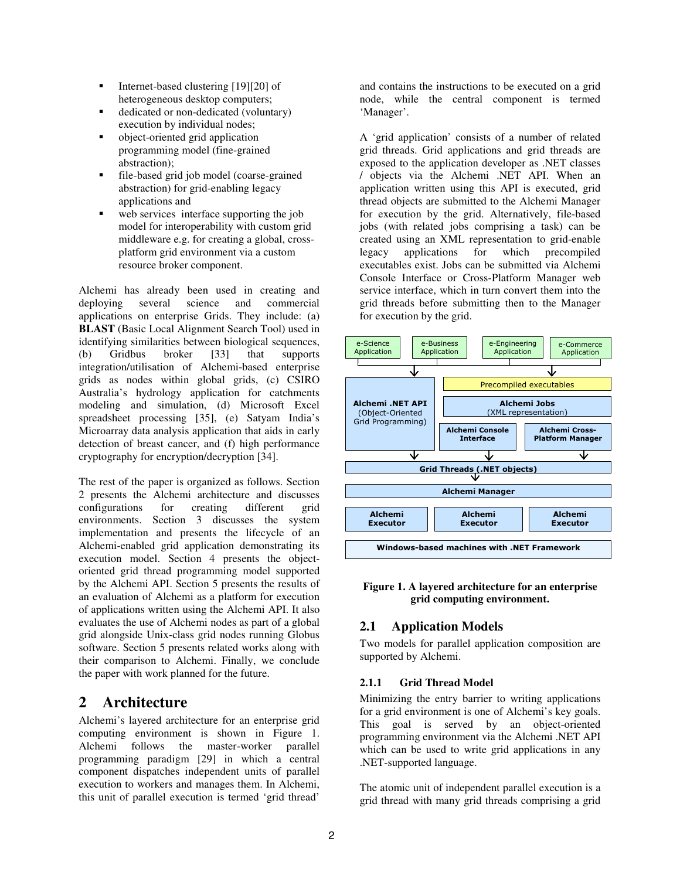- Internet-based clustering [19][20] of heterogeneous desktop computers;
- dedicated or non-dedicated (voluntary) execution by individual nodes;
- object-oriented grid application programming model (fine-grained abstraction);
- file-based grid job model (coarse-grained abstraction) for grid-enabling legacy applications and
- web services interface supporting the job model for interoperability with custom grid middleware e.g. for creating a global, cross-platform grid environment via a custom resource broker component.

Alchemi has already been used in creating and deploying several science and commercial applications on enterprise Grids. They include: (a) **BLAST** (Basic Local Alignment Search Tool) used in identifying similarities between biological sequences, (b) Gridbus broker [33] that supports integration/utilisation of Alchemi-based enterprise grids as nodes within global grids, (c) CSIRO Australia's hydrology application for catchments modeling and simulation, (d) Microsoft Excel spreadsheet processing [35], (e) Satyam India's Microarray data analysis application that aids in early detection of breast cancer, and (f) high performance cryptography for encryption/decryption [34].

The rest of the paper is organized as follows. Section 2 presents the Alchemi architecture and discusses configurations for creating different grid environments. Section 3 discusses the system implementation and presents the lifecycle of an Alchemi-enabled grid application demonstrating its execution model. Section 4 presents the object-oriented grid thread programming model supported by the Alchemi API. Section 5 presents the results of an evaluation of Alchemi as a platform for execution of applications written using the Alchemi API. It also evaluates the use of Alchemi nodes as part of a global grid alongside Unix-class grid nodes running Globus software. Section 5 presents related works along with their comparison to Alchemi. Finally, we conclude the paper with work planned for the future.

# 2 Architecture

Alchemi's layered architecture for an enterprise grid computing environment is shown in Figure 1. Alchemi follows the master-worker parallel programming paradigm [29] in which a central component dispatches independent units of parallel execution to workers and manages them. In Alchemi, this unit of parallel execution is termed 'grid thread' and contains the instructions to be executed on a grid node, while the central component is termed 'Manager'.

A 'grid application' consists of a number of related grid threads. Grid applications and grid threads are exposed to the application developer as .NET classes / objects via the Alchemi .NET API. When an application written using this API is executed, grid thread objects are submitted to the Alchemi Manager for execution by the grid. Alternatively, file-based jobs (with related jobs comprising a task) can be created using an XML representation to grid-enable legacy applications for which precompiled executables exist. Jobs can be submitted via Alchemi Console Interface or Cross-Platform Manager web service interface, which in turn convert them into the grid threads before submitting then to the Manager for execution by the grid.

e-Science Application | e-Business Application | e-Engineering Application | e-Commerce Application

Alchemi .NET API (Object-Oriented Grid Programming) | Precompiled executables | Alchemi Jobs (XML representation) | Alchemi Console Interface | Alchemi Cross-Platform Manager

Grid Threads (.NET objects)

Alchemi Manager

Alchemi Executor | Alchemi Executor | Alchemi Executor

Windows-based machines with .NET Framework

**Figure 1. A layered architecture for an enterprise grid computing environment.**

## 2.1 Application Models

Two models for parallel application composition are supported by Alchemi.

### 2.1.1 Grid Thread Model

Minimizing the entry barrier to writing applications for a grid environment is one of Alchemi's key goals. This goal is served by an object-oriented programming environment via the Alchemi .NET API which can be used to write grid applications in any .NET-supported language.

The atomic unit of independent parallel execution is a grid thread with many grid threads comprising a grid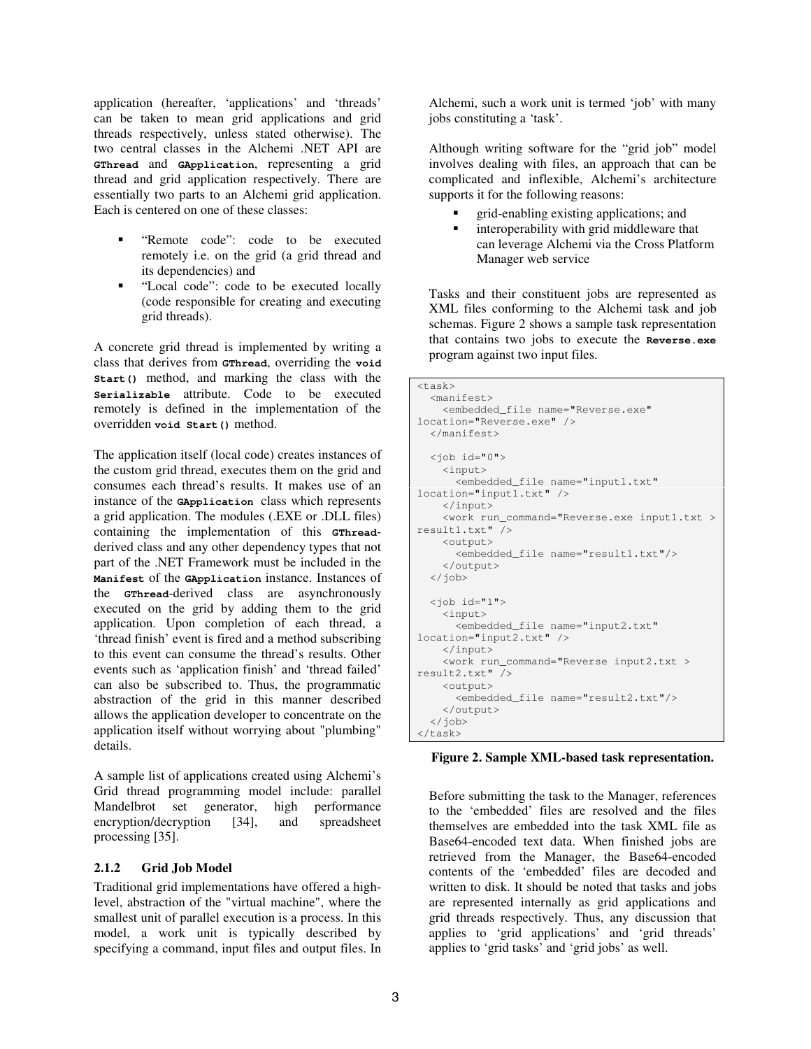application (hereafter, 'applications' and 'threads' can be taken to mean grid applications and grid threads respectively, unless stated otherwise). The two central classes in the Alchemi .NET API are **GThread** and **GApplication**, representing a grid thread and grid application respectively. There are essentially two parts to an Alchemi grid application. Each is centered on one of these classes:

- "Remote code": code to be executed remotely i.e. on the grid (a grid thread and its dependencies) and
- "Local code": code to be executed locally (code responsible for creating and executing grid threads).

A concrete grid thread is implemented by writing a class that derives from **GThread**, overriding the **void Start()** method, and marking the class with the **Serializable** attribute. Code to be executed remotely is defined in the implementation of the overridden **void Start()** method.

The application itself (local code) creates instances of the custom grid thread, executes them on the grid and consumes each thread's results. It makes use of an instance of the **GApplication** class which represents a grid application. The modules (.EXE or .DLL files) containing the implementation of this **GThread**-derived class and any other dependency types that not part of the .NET Framework must be included in the **Manifest** of the **GApplication** instance. Instances of the **GThread**-derived class are asynchronously executed on the grid by adding them to the grid application. Upon completion of each thread, a 'thread finish' event is fired and a method subscribing to this event can consume the thread's results. Other events such as 'application finish' and 'thread failed' can also be subscribed to. Thus, the programmatic abstraction of the grid in this manner described allows the application developer to concentrate on the application itself without worrying about "plumbing" details.

A sample list of applications created using Alchemi's Grid thread programming model include: parallel Mandelbrot set generator, high performance encryption/decryption [34], and spreadsheet processing [35].

### 2.1.2 Grid Job Model

Traditional grid implementations have offered a high-level, abstraction of the "virtual machine", where the smallest unit of parallel execution is a process. In this model, a work unit is typically described by specifying a command, input files and output files. In Alchemi, such a work unit is termed 'job' with many jobs constituting a 'task'.

Although writing software for the "grid job" model involves dealing with files, an approach that can be complicated and inflexible, Alchemi's architecture supports it for the following reasons:

- grid-enabling existing applications; and
- interoperability with grid middleware that can leverage Alchemi via the Cross Platform Manager web service

Tasks and their constituent jobs are represented as XML files conforming to the Alchemi task and job schemas. Figure 2 shows a sample task representation that contains two jobs to execute the **Reverse.exe** program against two input files.

```
<task>
  <manifest>
    <embedded_file name="Reverse.exe"
location="Reverse.exe" />
  </manifest>

  <job id="0">
    <input>
      <embedded_file name="input1.txt"
location="input1.txt" />
    </input>
    <work run_command="Reverse.exe input1.txt >
result1.txt" />
    <output>
      <embedded_file name="result1.txt"/>
    </output>
  </job>

  <job id="1">
    <input>
      <embedded_file name="input2.txt"
location="input2.txt" />
    </input>
    <work run_command="Reverse input2.txt >
result2.txt" />
    <output>
      <embedded_file name="result2.txt"/>
    </output>
  </job>
</task>
```

**Figure 2. Sample XML-based task representation.**

Before submitting the task to the Manager, references to the 'embedded' files are resolved and the files themselves are embedded into the task XML file as Base64-encoded text data. When finished jobs are retrieved from the Manager, the Base64-encoded contents of the 'embedded' files are decoded and written to disk. It should be noted that tasks and jobs are represented internally as grid applications and grid threads respectively. Thus, any discussion that applies to 'grid applications' and 'grid threads' applies to 'grid tasks' and 'grid jobs' as well.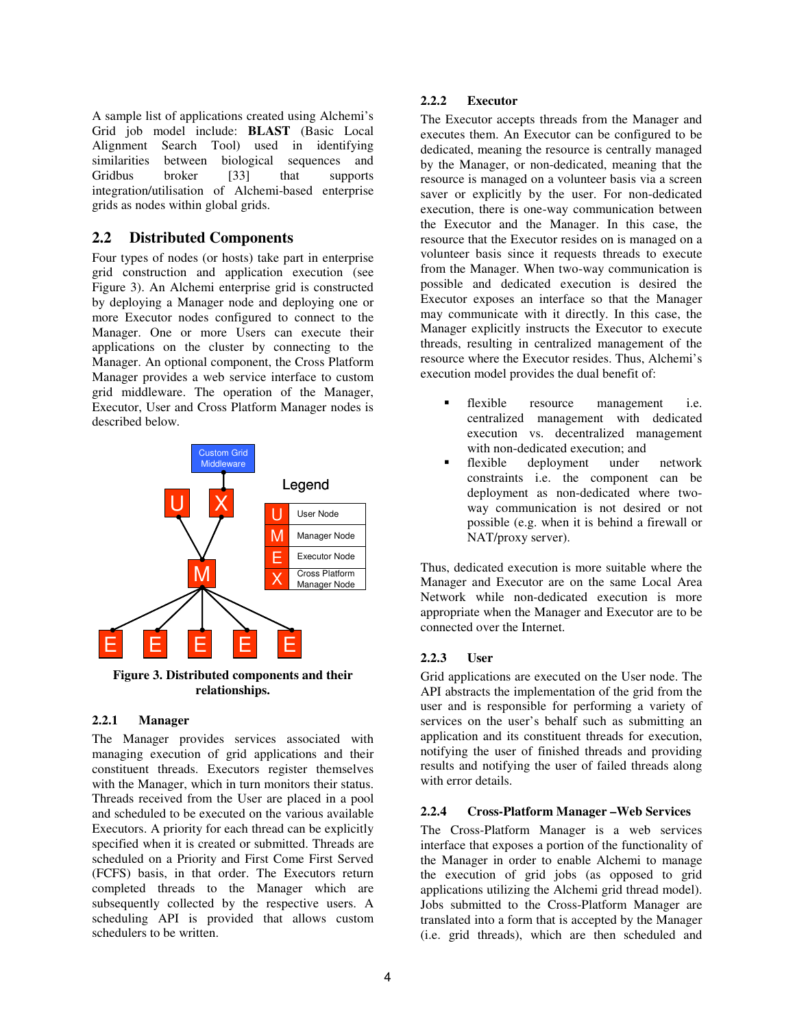A sample list of applications created using Alchemi's Grid job model include: **BLAST** (Basic Local Alignment Search Tool) used in identifying similarities between biological sequences and Gridbus broker [33] that supports integration/utilisation of Alchemi-based enterprise grids as nodes within global grids.

## 2.2 Distributed Components

Four types of nodes (or hosts) take part in enterprise grid construction and application execution (see Figure 3). An Alchemi enterprise grid is constructed by deploying a Manager node and deploying one or more Executor nodes configured to connect to the Manager. One or more Users can execute their applications on the cluster by connecting to the Manager. An optional component, the Cross Platform Manager provides a web service interface to custom grid middleware. The operation of the Manager, Executor, User and Cross Platform Manager nodes is described below.

Custom Grid Middleware

U

X

M

E

E

E

E

E

Legend

U User Node

M Manager Node

E Executor Node

X Cross Platform Manager Node

**Figure 3. Distributed components and their relationships.**

### 2.2.1 Manager

The Manager provides services associated with managing execution of grid applications and their constituent threads. Executors register themselves with the Manager, which in turn monitors their status. Threads received from the User are placed in a pool and scheduled to be executed on the various available Executors. A priority for each thread can be explicitly specified when it is created or submitted. Threads are scheduled on a Priority and First Come First Served (FCFS) basis, in that order. The Executors return completed threads to the Manager which are subsequently collected by the respective users. A scheduling API is provided that allows custom schedulers to be written.

### 2.2.2 Executor

The Executor accepts threads from the Manager and executes them. An Executor can be configured to be dedicated, meaning the resource is centrally managed by the Manager, or non-dedicated, meaning that the resource is managed on a volunteer basis via a screen saver or explicitly by the user. For non-dedicated execution, there is one-way communication between the Executor and the Manager. In this case, the resource that the Executor resides on is managed on a volunteer basis since it requests threads to execute from the Manager. When two-way communication is possible and dedicated execution is desired the Executor exposes an interface so that the Manager may communicate with it directly. In this case, the Manager explicitly instructs the Executor to execute threads, resulting in centralized management of the resource where the Executor resides. Thus, Alchemi's execution model provides the dual benefit of:

- flexible resource management i.e. centralized management with dedicated execution vs. decentralized management with non-dedicated execution; and
- flexible deployment under network constraints i.e. the component can be deployment as non-dedicated where two-way communication is not desired or not possible (e.g. when it is behind a firewall or NAT/proxy server).

Thus, dedicated execution is more suitable where the Manager and Executor are on the same Local Area Network while non-dedicated execution is more appropriate when the Manager and Executor are to be connected over the Internet.

### 2.2.3 User

Grid applications are executed on the User node. The API abstracts the implementation of the grid from the user and is responsible for performing a variety of services on the user's behalf such as submitting an application and its constituent threads for execution, notifying the user of finished threads and providing results and notifying the user of failed threads along with error details.

### 2.2.4 Cross-Platform Manager –Web Services

The Cross-Platform Manager is a web services interface that exposes a portion of the functionality of the Manager in order to enable Alchemi to manage the execution of grid jobs (as opposed to grid applications utilizing the Alchemi grid thread model). Jobs submitted to the Cross-Platform Manager are translated into a form that is accepted by the Manager (i.e. grid threads), which are then scheduled and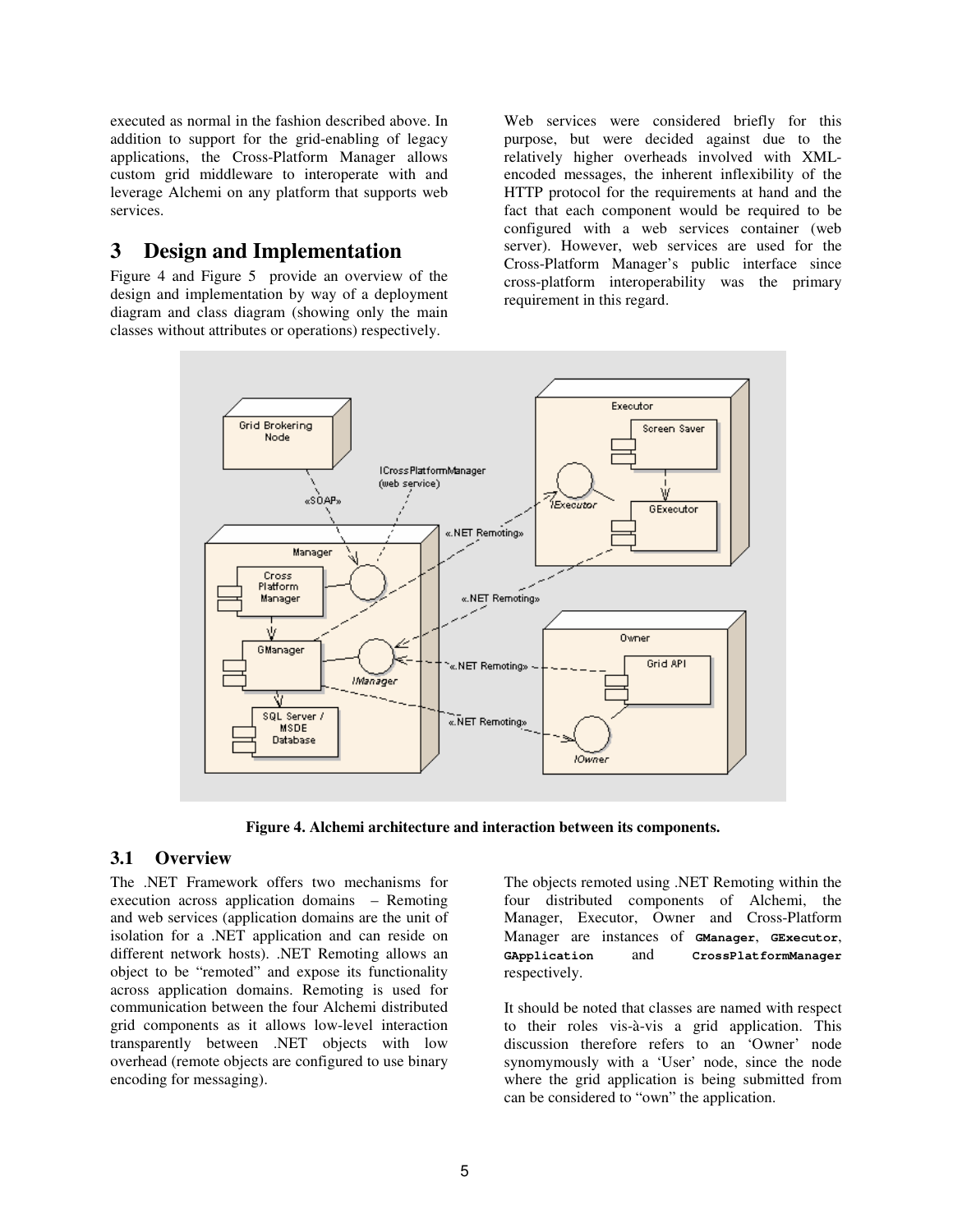executed as normal in the fashion described above. In addition to support for the grid-enabling of legacy applications, the Cross-Platform Manager allows custom grid middleware to interoperate with and leverage Alchemi on any platform that supports web services.

# 3 Design and Implementation

Figure 4 and Figure 5 provide an overview of the design and implementation by way of a deployment diagram and class diagram (showing only the main classes without attributes or operations) respectively.

Web services were considered briefly for this purpose, but were decided against due to the relatively higher overheads involved with XML-encoded messages, the inherent inflexibility of the HTTP protocol for the requirements at hand and the fact that each component would be required to be configured with a web services container (web server). However, web services are used for the Cross-Platform Manager's public interface since cross-platform interoperability was the primary requirement in this regard.

**Figure 4. Alchemi architecture and interaction between its components.**

## 3.1 Overview

The .NET Framework offers two mechanisms for execution across application domains – Remoting and web services (application domains are the unit of isolation for a .NET application and can reside on different network hosts). .NET Remoting allows an object to be "remoted" and expose its functionality across application domains. Remoting is used for communication between the four Alchemi distributed grid components as it allows low-level interaction transparently between .NET objects with low overhead (remote objects are configured to use binary encoding for messaging).

The objects remoted using .NET Remoting within the four distributed components of Alchemi, the Manager, Executor, Owner and Cross-Platform Manager are instances of `GManager`, `GExecutor`, `GApplication` and `CrossPlatformManager` respectively.

It should be noted that classes are named with respect to their roles vis-à-vis a grid application. This discussion therefore refers to an 'Owner' node synonymously with a 'User' node, since the node where the grid application is being submitted from can be considered to "own" the application.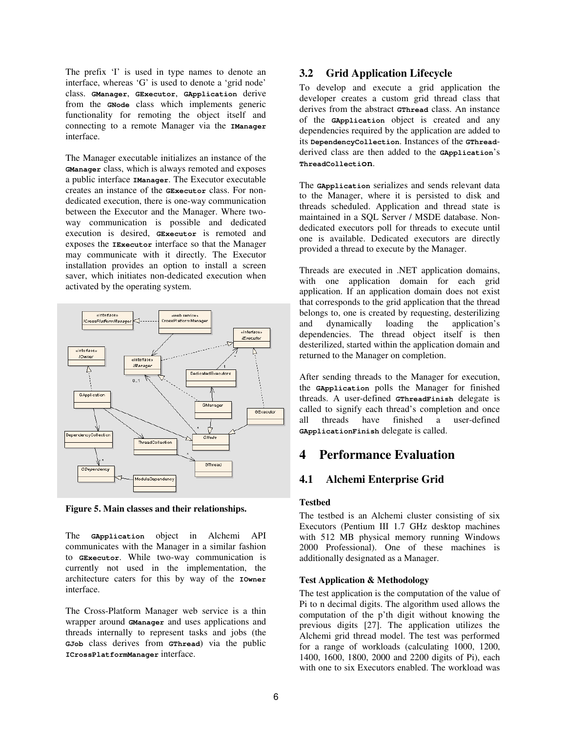The prefix 'I' is used in type names to denote an interface, whereas 'G' is used to denote a 'grid node' class. **GManager**, **GExecutor**, **GApplication** derive from the **GNode** class which implements generic functionality for remoting the object itself and connecting to a remote Manager via the **IManager** interface.

The Manager executable initializes an instance of the **GManager** class, which is always remoted and exposes a public interface **IManager**. The Executor executable creates an instance of the **GExecutor** class. For non-dedicated execution, there is one-way communication between the Executor and the Manager. Where two-way communication is possible and dedicated execution is desired, **GExecutor** is remoted and exposes the **IExecutor** interface so that the Manager may communicate with it directly. The Executor installation provides an option to install a screen saver, which initiates non-dedicated execution when activated by the operating system.

**Figure 5. Main classes and their relationships.**

The **GApplication** object in Alchemi API communicates with the Manager in a similar fashion to **GExecutor**. While two-way communication is currently not used in the implementation, the architecture caters for this by way of the **IOwner** interface.

The Cross-Platform Manager web service is a thin wrapper around **GManager** and uses applications and threads internally to represent tasks and jobs (the **GJob** class derives from **GThread**) via the public **ICrossPlatformManager** interface.

## 3.2 Grid Application Lifecycle

To develop and execute a grid application the developer creates a custom grid thread class that derives from the abstract **GThread** class. An instance of the **GApplication** object is created and any dependencies required by the application are added to its **DependencyCollection**. Instances of the **GThread**-derived class are then added to the **GApplication**'s **ThreadCollection**.

The **GApplication** serializes and sends relevant data to the Manager, where it is persisted to disk and threads scheduled. Application and thread state is maintained in a SQL Server / MSDE database. Non-dedicated executors poll for threads to execute until one is available. Dedicated executors are directly provided a thread to execute by the Manager.

Threads are executed in .NET application domains, with one application domain for each grid application. If an application domain does not exist that corresponds to the grid application that the thread belongs to, one is created by requesting, desterilizing and dynamically loading the application's dependencies. The thread object itself is then desterilized, started within the application domain and returned to the Manager on completion.

After sending threads to the Manager for execution, the **GApplication** polls the Manager for finished threads. A user-defined **GThreadFinish** delegate is called to signify each thread's completion and once all threads have finished a user-defined **GApplicationFinish** delegate is called.

# 4 Performance Evaluation

## 4.1 Alchemi Enterprise Grid

**Testbed**

The testbed is an Alchemi cluster consisting of six Executors (Pentium III 1.7 GHz desktop machines with 512 MB physical memory running Windows 2000 Professional). One of these machines is additionally designated as a Manager.

**Test Application & Methodology**

The test application is the computation of the value of Pi to n decimal digits. The algorithm used allows the computation of the p'th digit without knowing the previous digits [27]. The application utilizes the Alchemi grid thread model. The test was performed for a range of workloads (calculating 1000, 1200, 1400, 1600, 1800, 2000 and 2200 digits of Pi), each with one to six Executors enabled. The workload was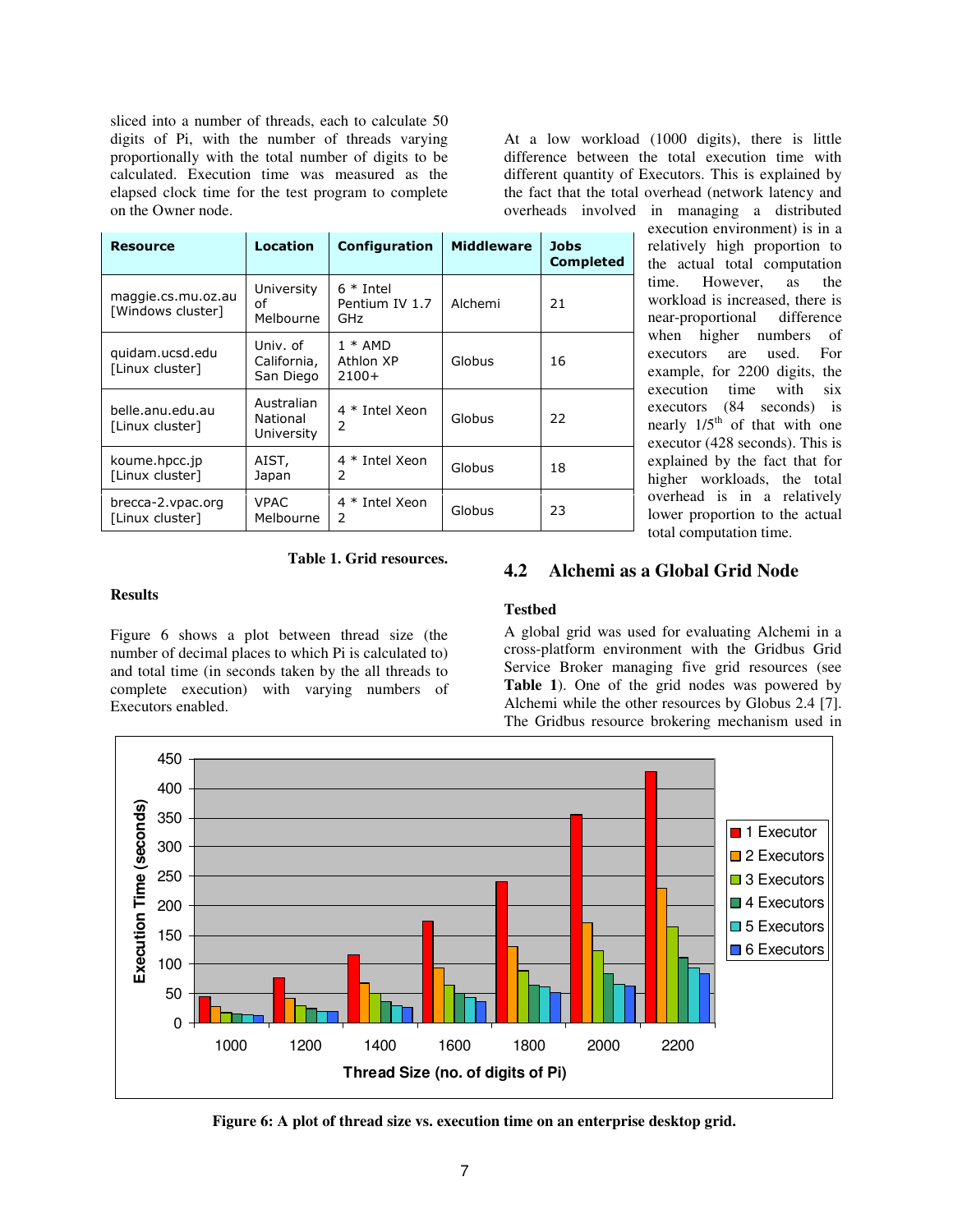sliced into a number of threads, each to calculate 50 digits of Pi, with the number of threads varying proportionally with the total number of digits to be calculated. Execution time was measured as the elapsed clock time for the test program to complete on the Owner node.

| Resource | Location | Configuration | Middleware | Jobs Completed |
|---|---|---|---|---|
| maggie.cs.mu.oz.au [Windows cluster] | University of Melbourne | 6 * Intel Pentium IV 1.7 GHz | Alchemi | 21 |
| quidam.ucsd.edu [Linux cluster] | Univ. of California, San Diego | 1 * AMD Athlon XP 2100+ | Globus | 16 |
| belle.anu.edu.au [Linux cluster] | Australian National University | 4 * Intel Xeon 2 | Globus | 22 |
| koume.hpcc.jp [Linux cluster] | AIST, Japan | 4 * Intel Xeon 2 | Globus | 18 |
| brecca-2.vpac.org [Linux cluster] | VPAC Melbourne | 4 * Intel Xeon 2 | Globus | 23 |

**Table 1. Grid resources.**

**Results**

Figure 6 shows a plot between thread size (the number of decimal places to which Pi is calculated to) and total time (in seconds taken by the all threads to complete execution) with varying numbers of Executors enabled.

At a low workload (1000 digits), there is little difference between the total execution time with different quantity of Executors. This is explained by the fact that the total overhead (network latency and overheads involved in managing a distributed execution environment) is in a relatively high proportion to the actual total computation time. However, as the workload is increased, there is near-proportional difference when higher numbers of executors are used. For example, for 2200 digits, the execution time with six executors (84 seconds) is nearly 1/5[th] of that with one executor (428 seconds). This is explained by the fact that for higher workloads, the total overhead is in a relatively lower proportion to the actual total computation time.

## 4.2 Alchemi as a Global Grid Node

**Testbed**

A global grid was used for evaluating Alchemi in a cross-platform environment with the Gridbus Grid Service Broker managing five grid resources (see **Table 1**). One of the grid nodes was powered by Alchemi while the other resources by Globus 2.4 [7]. The Gridbus resource brokering mechanism used in

**Figure 6: A plot of thread size vs. execution time on an enterprise desktop grid.**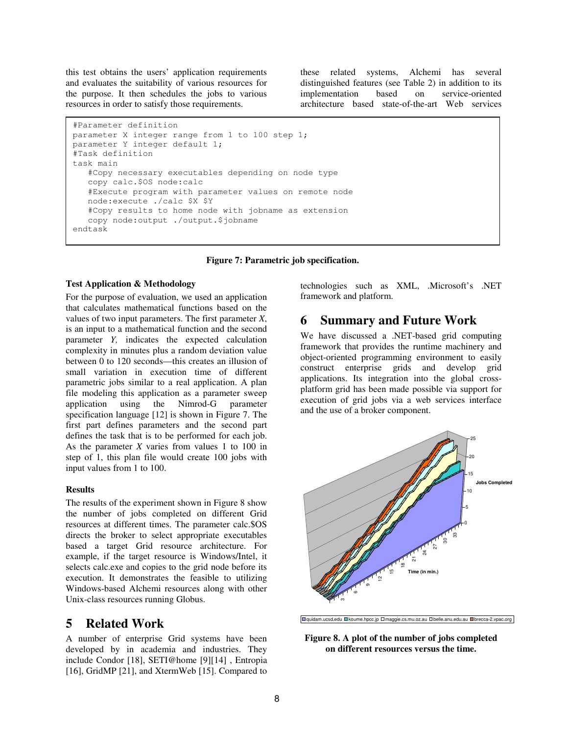this test obtains the users' application requirements and evaluates the suitability of various resources for the purpose. It then schedules the jobs to various resources in order to satisfy those requirements.

```
#Parameter definition
parameter X integer range from 1 to 100 step 1;
parameter Y integer default 1;
#Task definition
task main
   #Copy necessary executables depending on node type
   copy calc.$OS node:calc
   #Execute program with parameter values on remote node
   node:execute ./calc $X $Y
   #Copy results to home node with jobname as extension
   copy node:output ./output.$jobname
endtask
```

**Figure 7: Parametric job specification.**

### Test Application & Methodology

For the purpose of evaluation, we used an application that calculates mathematical functions based on the values of two input parameters. The first parameter *X*, is an input to a mathematical function and the second parameter *Y,* indicates the expected calculation complexity in minutes plus a random deviation value between 0 to 120 seconds—this creates an illusion of small variation in execution time of different parametric jobs similar to a real application. A plan file modeling this application as a parameter sweep application using the Nimrod-G parameter specification language [12] is shown in Figure 7. The first part defines parameters and the second part defines the task that is to be performed for each job. As the parameter *X* varies from values 1 to 100 in step of 1, this plan file would create 100 jobs with input values from 1 to 100.

### Results

The results of the experiment shown in Figure 8 show the number of jobs completed on different Grid resources at different times. The parameter calc.$OS directs the broker to select appropriate executables based a target Grid resource architecture. For example, if the target resource is Windows/Intel, it selects calc.exe and copies to the grid node before its execution. It demonstrates the feasible to utilizing Windows-based Alchemi resources along with other Unix-class resources running Globus.

## 5 Related Work

A number of enterprise Grid systems have been developed by in academia and industries. They include Condor [18], SETI@home [9][14] , Entropia [16], GridMP [21], and XtermWeb [15]. Compared to these related systems, Alchemi has several distinguished features (see Table 2) in addition to its implementation based on service-oriented architecture based state-of-the-art Web services technologies such as XML, .Microsoft's .NET framework and platform.

## 6 Summary and Future Work

We have discussed a .NET-based grid computing framework that provides the runtime machinery and object-oriented programming environment to easily construct enterprise grids and develop grid applications. Its integration into the global cross-platform grid has been made possible via support for execution of grid jobs via a web services interface and the use of a broker component.

**Figure 8. A plot of the number of jobs completed on different resources versus the time.**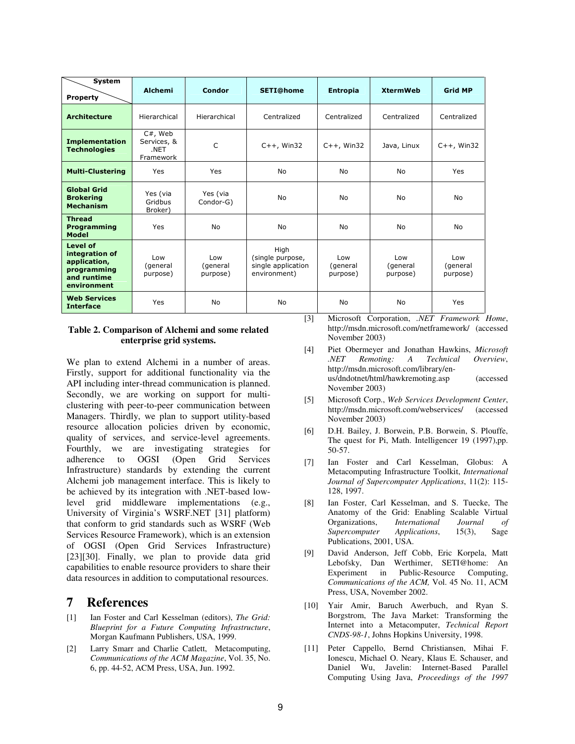| System / Property | Alchemi | Condor | SETI@home | Entropia | XtermWeb | Grid MP |
|---|---|---|---|---|---|---|
| **Architecture** | Hierarchical | Hierarchical | Centralized | Centralized | Centralized | Centralized |
| **Implementation Technologies** | C#, Web Services, & .NET Framework | C | C++, Win32 | C++, Win32 | Java, Linux | C++, Win32 |
| **Multi-Clustering** | Yes | Yes | No | No | No | Yes |
| **Global Grid Brokering Mechanism** | Yes (via Gridbus Broker) | Yes (via Condor-G) | No | No | No | No |
| **Thread Programming Model** | Yes | No | No | No | No | No |
| **Level of integration of application, programming and runtime environment** | Low (general purpose) | Low (general purpose) | High (single purpose, single application environment) | Low (general purpose) | Low (general purpose) | Low (general purpose) |
| **Web Services Interface** | Yes | No | No | No | No | Yes |

**Table 2. Comparison of Alchemi and some related enterprise grid systems.**

We plan to extend Alchemi in a number of areas. Firstly, support for additional functionality via the API including inter-thread communication is planned. Secondly, we are working on support for multi-clustering with peer-to-peer communication between Managers. Thirdly, we plan to support utility-based resource allocation policies driven by economic, quality of services, and service-level agreements. Fourthly, we are investigating strategies for adherence to OGSI (Open Grid Services Infrastructure) standards by extending the current Alchemi job management interface. This is likely to be achieved by its integration with .NET-based low-level grid middleware implementations (e.g., University of Virginia's WSRF.NET [31] platform) that conform to grid standards such as WSRF (Web Services Resource Framework), which is an extension of OGSI (Open Grid Services Infrastructure) [23][30]. Finally, we plan to provide data grid capabilities to enable resource providers to share their data resources in addition to computational resources.

# 7 References

[1] Ian Foster and Carl Kesselman (editors), *The Grid: Blueprint for a Future Computing Infrastructure*, Morgan Kaufmann Publishers, USA, 1999.

[2] Larry Smarr and Charlie Catlett, Metacomputing, *Communications of the ACM Magazine*, Vol. 35, No. 6, pp. 44-52, ACM Press, USA, Jun. 1992.

[3] Microsoft Corporation, *.NET Framework Home*, http://msdn.microsoft.com/netframework/ (accessed November 2003)

[4] Piet Obermeyer and Jonathan Hawkins, *Microsoft .NET Remoting: A Technical Overview*, http://msdn.microsoft.com/library/en-us/dndotnet/html/hawkremoting.asp (accessed November 2003)

[5] Microsoft Corp., *Web Services Development Center*, http://msdn.microsoft.com/webservices/ (accessed November 2003)

[6] D.H. Bailey, J. Borwein, P.B. Borwein, S. Plouffe, The quest for Pi, Math. Intelligencer 19 (1997),pp. 50-57.

[7] Ian Foster and Carl Kesselman, Globus: A Metacomputing Infrastructure Toolkit, *International Journal of Supercomputer Applications*, 11(2): 115-128, 1997.

[8] Ian Foster, Carl Kesselman, and S. Tuecke, The Anatomy of the Grid: Enabling Scalable Virtual Organizations, *International Journal of Supercomputer Applications*, 15(3), Sage Publications, 2001, USA.

[9] David Anderson, Jeff Cobb, Eric Korpela, Matt Lebofsky, Dan Werthimer, SETI@home: An Experiment in Public-Resource Computing, *Communications of the ACM,* Vol. 45 No. 11, ACM Press, USA, November 2002.

[10] Yair Amir, Baruch Awerbuch, and Ryan S. Borgstrom, The Java Market: Transforming the Internet into a Metacomputer, *Technical Report CNDS-98-1*, Johns Hopkins University, 1998.

[11] Peter Cappello, Bernd Christiansen, Mihai F. Ionescu, Michael O. Neary, Klaus E. Schauser, and Daniel Wu, Javelin: Internet-Based Parallel Computing Using Java, *Proceedings of the 1997*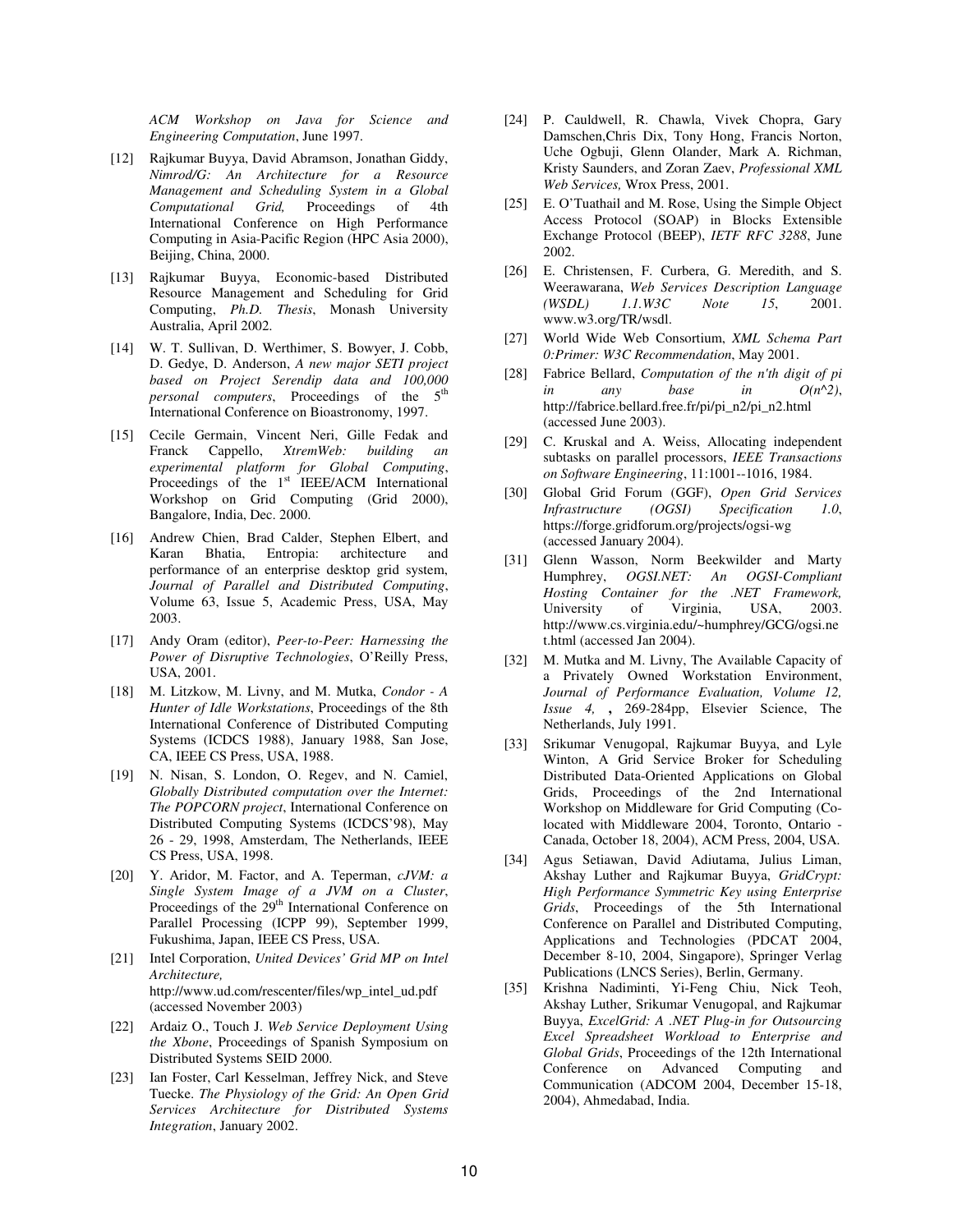*ACM Workshop on Java for Science and Engineering Computation*, June 1997.

[12] Rajkumar Buyya, David Abramson, Jonathan Giddy, *Nimrod/G: An Architecture for a Resource Management and Scheduling System in a Global Computational Grid,* Proceedings of 4th International Conference on High Performance Computing in Asia-Pacific Region (HPC Asia 2000), Beijing, China, 2000.

[13] Rajkumar Buyya, Economic-based Distributed Resource Management and Scheduling for Grid Computing, *Ph.D. Thesis*, Monash University Australia, April 2002.

[14] W. T. Sullivan, D. Werthimer, S. Bowyer, J. Cobb, D. Gedye, D. Anderson, *A new major SETI project based on Project Serendip data and 100,000 personal computers*, Proceedings of the 5th International Conference on Bioastronomy, 1997.

[15] Cecile Germain, Vincent Neri, Gille Fedak and Franck Cappello, *XtremWeb: building an experimental platform for Global Computing*, Proceedings of the 1st IEEE/ACM International Workshop on Grid Computing (Grid 2000), Bangalore, India, Dec. 2000.

[16] Andrew Chien, Brad Calder, Stephen Elbert, and Karan Bhatia, Entropia: architecture and performance of an enterprise desktop grid system, *Journal of Parallel and Distributed Computing*, Volume 63, Issue 5, Academic Press, USA, May 2003.

[17] Andy Oram (editor), *Peer-to-Peer: Harnessing the Power of Disruptive Technologies*, O'Reilly Press, USA, 2001.

[18] M. Litzkow, M. Livny, and M. Mutka, *Condor - A Hunter of Idle Workstations*, Proceedings of the 8th International Conference of Distributed Computing Systems (ICDCS 1988), January 1988, San Jose, CA, IEEE CS Press, USA, 1988.

[19] N. Nisan, S. London, O. Regev, and N. Camiel, *Globally Distributed computation over the Internet: The POPCORN project*, International Conference on Distributed Computing Systems (ICDCS'98), May 26 - 29, 1998, Amsterdam, The Netherlands, IEEE CS Press, USA, 1998.

[20] Y. Aridor, M. Factor, and A. Teperman, *cJVM: a Single System Image of a JVM on a Cluster*, Proceedings of the 29th International Conference on Parallel Processing (ICPP 99), September 1999, Fukushima, Japan, IEEE CS Press, USA.

[21] Intel Corporation, *United Devices' Grid MP on Intel Architecture,* http://www.ud.com/rescenter/files/wp_intel_ud.pdf (accessed November 2003)

[22] Ardaiz O., Touch J. *Web Service Deployment Using the Xbone*, Proceedings of Spanish Symposium on Distributed Systems SEID 2000.

[23] Ian Foster, Carl Kesselman, Jeffrey Nick, and Steve Tuecke. *The Physiology of the Grid: An Open Grid Services Architecture for Distributed Systems Integration*, January 2002.

[24] P. Cauldwell, R. Chawla, Vivek Chopra, Gary Damschen,Chris Dix, Tony Hong, Francis Norton, Uche Ogbuji, Glenn Olander, Mark A. Richman, Kristy Saunders, and Zoran Zaev, *Professional XML Web Services,* Wrox Press, 2001.

[25] E. O'Tuathail and M. Rose, Using the Simple Object Access Protocol (SOAP) in Blocks Extensible Exchange Protocol (BEEP), *IETF RFC 3288*, June 2002.

[26] E. Christensen, F. Curbera, G. Meredith, and S. Weerawarana, *Web Services Description Language (WSDL) 1.1.W3C Note 15*, 2001. www.w3.org/TR/wsdl.

[27] World Wide Web Consortium, *XML Schema Part 0:Primer: W3C Recommendation*, May 2001.

[28] Fabrice Bellard, *Computation of the n'th digit of pi in any base in O(n^2)*, http://fabrice.bellard.free.fr/pi/pi_n2/pi_n2.html (accessed June 2003).

[29] C. Kruskal and A. Weiss, Allocating independent subtasks on parallel processors, *IEEE Transactions on Software Engineering*, 11:1001--1016, 1984.

[30] Global Grid Forum (GGF), *Open Grid Services Infrastructure (OGSI) Specification 1.0*, https://forge.gridforum.org/projects/ogsi-wg (accessed January 2004).

[31] Glenn Wasson, Norm Beekwilder and Marty Humphrey, *OGSI.NET: An OGSI-Compliant Hosting Container for the .NET Framework,* University of Virginia, USA, 2003. http://www.cs.virginia.edu/~humphrey/GCG/ogsi.net.html (accessed Jan 2004).

[32] M. Mutka and M. Livny, The Available Capacity of a Privately Owned Workstation Environment, *Journal of Performance Evaluation, Volume 12, Issue 4,* **,** 269-284pp, Elsevier Science, The Netherlands, July 1991.

[33] Srikumar Venugopal, Rajkumar Buyya, and Lyle Winton, A Grid Service Broker for Scheduling Distributed Data-Oriented Applications on Global Grids, Proceedings of the 2nd International Workshop on Middleware for Grid Computing (Co-located with Middleware 2004, Toronto, Ontario - Canada, October 18, 2004), ACM Press, 2004, USA.

[34] Agus Setiawan, David Adiutama, Julius Liman, Akshay Luther and Rajkumar Buyya, *GridCrypt: High Performance Symmetric Key using Enterprise Grids*, Proceedings of the 5th International Conference on Parallel and Distributed Computing, Applications and Technologies (PDCAT 2004, December 8-10, 2004, Singapore), Springer Verlag Publications (LNCS Series), Berlin, Germany.

[35] Krishna Nadiminti, Yi-Feng Chiu, Nick Teoh, Akshay Luther, Srikumar Venugopal, and Rajkumar Buyya, *ExcelGrid: A .NET Plug-in for Outsourcing Excel Spreadsheet Workload to Enterprise and Global Grids*, Proceedings of the 12th International Conference on Advanced Computing and Communication (ADCOM 2004, December 15-18, 2004), Ahmedabad, India.